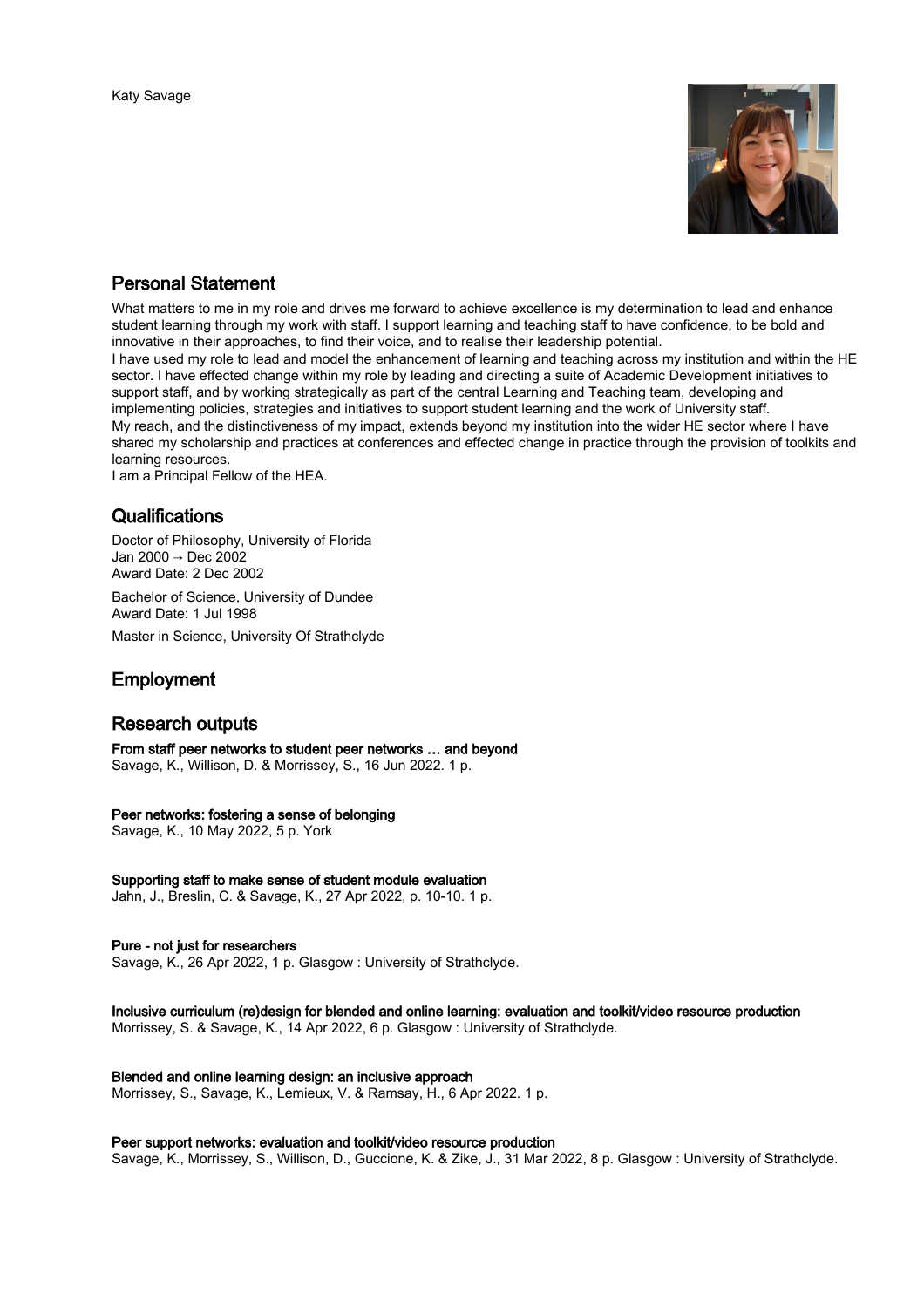Katy Savage

## Personal Statement

What matters to me in my role and drives me forward to achieve excellence is my determination to lead and enhance student learning through my work with staff. I support learning and teaching staff to have confidence, to be bold and innovative in their approaches, to find their voice, and to realise their leadership potential.
I have used my role to lead and model the enhancement of learning and teaching across my institution and within the HE sector. I have effected change within my role by leading and directing a suite of Academic Development initiatives to support staff, and by working strategically as part of the central Learning and Teaching team, developing and implementing policies, strategies and initiatives to support student learning and the work of University staff.
My reach, and the distinctiveness of my impact, extends beyond my institution into the wider HE sector where I have shared my scholarship and practices at conferences and effected change in practice through the provision of toolkits and learning resources.
I am a Principal Fellow of the HEA.

## Qualifications

Doctor of Philosophy, University of Florida
Jan 2000 → Dec 2002
Award Date: 2 Dec 2002

Bachelor of Science, University of Dundee
Award Date: 1 Jul 1998

Master in Science, University Of Strathclyde

## Employment

## Research outputs

**From staff peer networks to student peer networks … and beyond**
Savage, K., Willison, D. & Morrissey, S., 16 Jun 2022. 1 p.

**Peer networks: fostering a sense of belonging**
Savage, K., 10 May 2022, 5 p. York

**Supporting staff to make sense of student module evaluation**
Jahn, J., Breslin, C. & Savage, K., 27 Apr 2022, p. 10-10. 1 p.

**Pure - not just for researchers**
Savage, K., 26 Apr 2022, 1 p. Glasgow : University of Strathclyde.

**Inclusive curriculum (re)design for blended and online learning: evaluation and toolkit/video resource production**
Morrissey, S. & Savage, K., 14 Apr 2022, 6 p. Glasgow : University of Strathclyde.

**Blended and online learning design: an inclusive approach**
Morrissey, S., Savage, K., Lemieux, V. & Ramsay, H., 6 Apr 2022. 1 p.

**Peer support networks: evaluation and toolkit/video resource production**
Savage, K., Morrissey, S., Willison, D., Guccione, K. & Zike, J., 31 Mar 2022, 8 p. Glasgow : University of Strathclyde.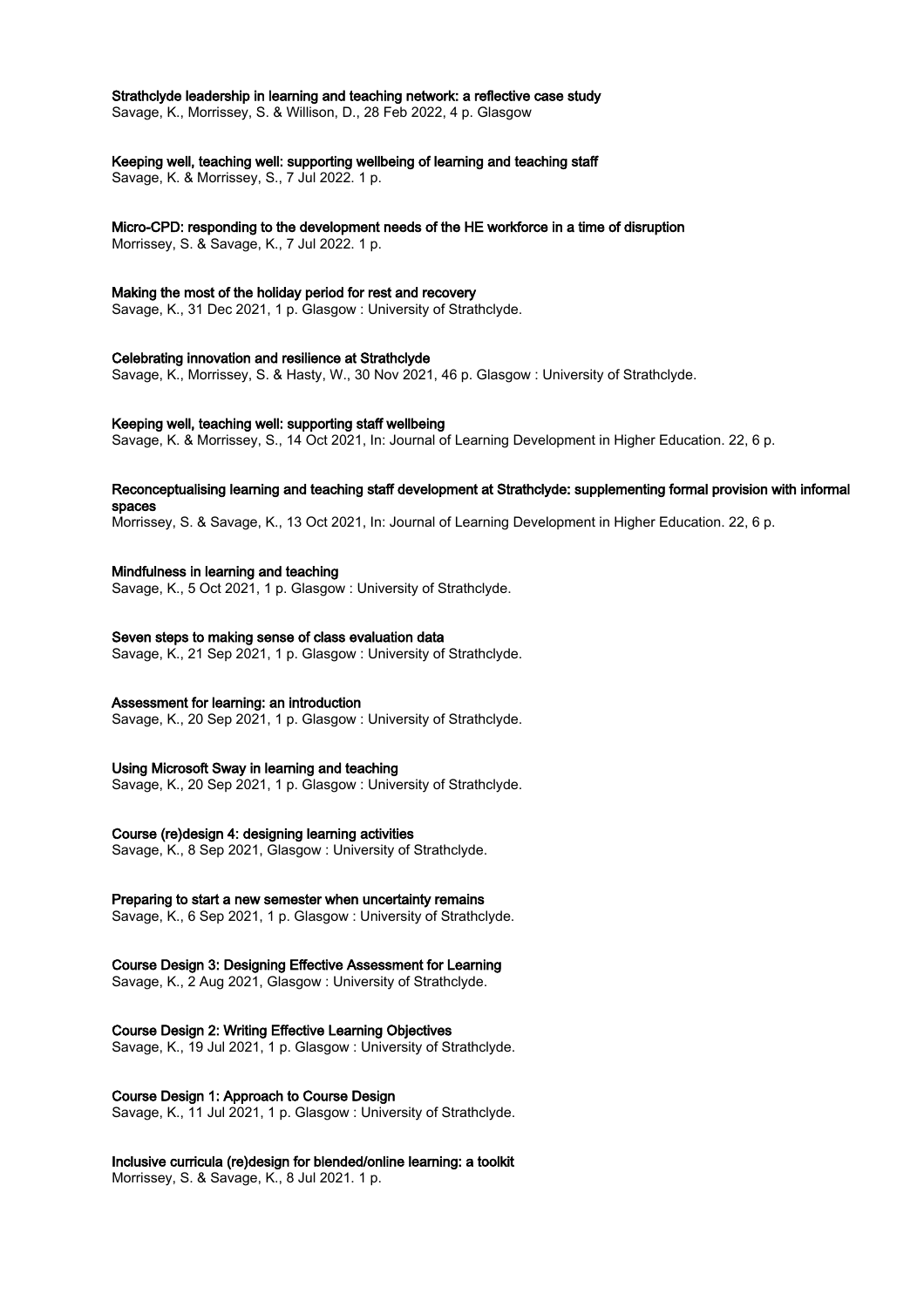**Strathclyde leadership in learning and teaching network: a reflective case study**
Savage, K., Morrissey, S. & Willison, D., 28 Feb 2022, 4 p. Glasgow

**Keeping well, teaching well: supporting wellbeing of learning and teaching staff**
Savage, K. & Morrissey, S., 7 Jul 2022. 1 p.

**Micro-CPD: responding to the development needs of the HE workforce in a time of disruption**
Morrissey, S. & Savage, K., 7 Jul 2022. 1 p.

**Making the most of the holiday period for rest and recovery**
Savage, K., 31 Dec 2021, 1 p. Glasgow : University of Strathclyde.

**Celebrating innovation and resilience at Strathclyde**
Savage, K., Morrissey, S. & Hasty, W., 30 Nov 2021, 46 p. Glasgow : University of Strathclyde.

**Keeping well, teaching well: supporting staff wellbeing**
Savage, K. & Morrissey, S., 14 Oct 2021, In: Journal of Learning Development in Higher Education. 22, 6 p.

**Reconceptualising learning and teaching staff development at Strathclyde: supplementing formal provision with informal spaces**
Morrissey, S. & Savage, K., 13 Oct 2021, In: Journal of Learning Development in Higher Education. 22, 6 p.

**Mindfulness in learning and teaching**
Savage, K., 5 Oct 2021, 1 p. Glasgow : University of Strathclyde.

**Seven steps to making sense of class evaluation data**
Savage, K., 21 Sep 2021, 1 p. Glasgow : University of Strathclyde.

**Assessment for learning: an introduction**
Savage, K., 20 Sep 2021, 1 p. Glasgow : University of Strathclyde.

**Using Microsoft Sway in learning and teaching**
Savage, K., 20 Sep 2021, 1 p. Glasgow : University of Strathclyde.

**Course (re)design 4: designing learning activities**
Savage, K., 8 Sep 2021, Glasgow : University of Strathclyde.

**Preparing to start a new semester when uncertainty remains**
Savage, K., 6 Sep 2021, 1 p. Glasgow : University of Strathclyde.

**Course Design 3: Designing Effective Assessment for Learning**
Savage, K., 2 Aug 2021, Glasgow : University of Strathclyde.

**Course Design 2: Writing Effective Learning Objectives**
Savage, K., 19 Jul 2021, 1 p. Glasgow : University of Strathclyde.

**Course Design 1: Approach to Course Design**
Savage, K., 11 Jul 2021, 1 p. Glasgow : University of Strathclyde.

**Inclusive curricula (re)design for blended/online learning: a toolkit**
Morrissey, S. & Savage, K., 8 Jul 2021. 1 p.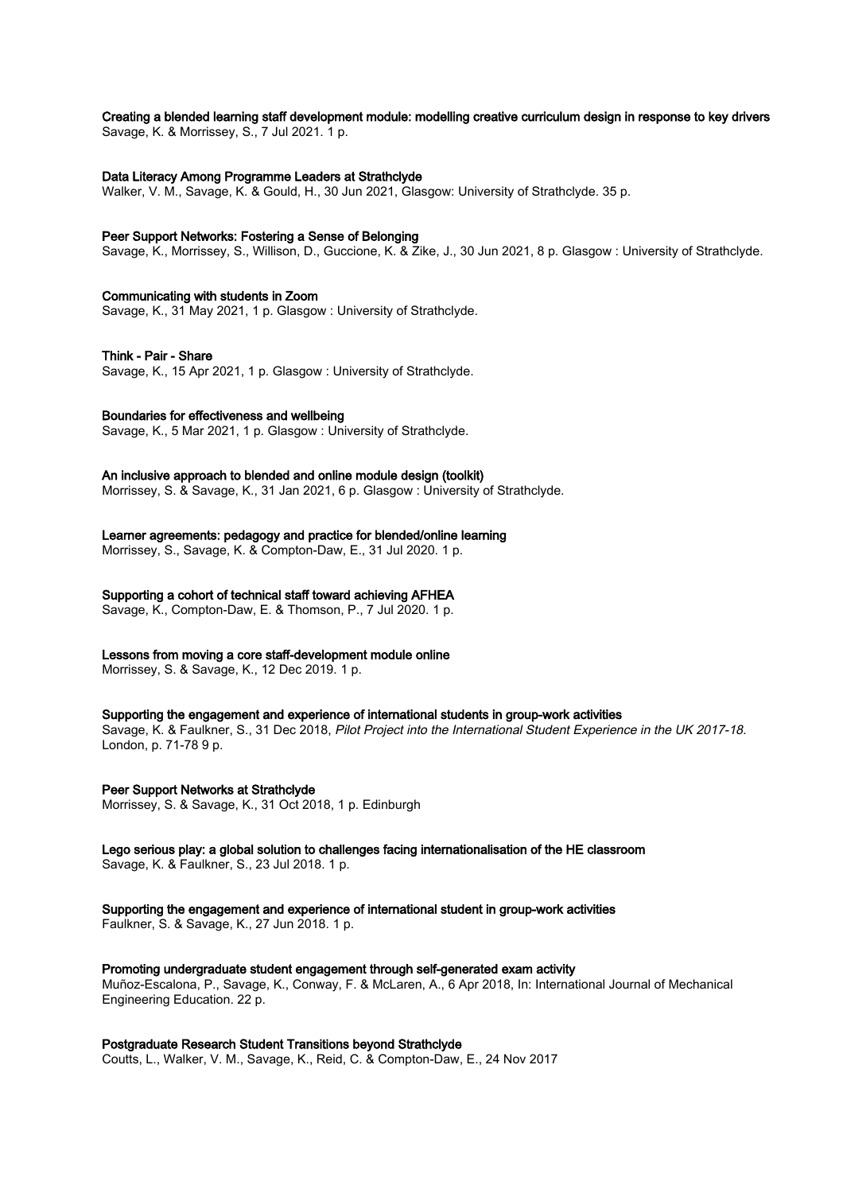**Creating a blended learning staff development module: modelling creative curriculum design in response to key drivers**
Savage, K. & Morrissey, S., 7 Jul 2021. 1 p.

**Data Literacy Among Programme Leaders at Strathclyde**
Walker, V. M., Savage, K. & Gould, H., 30 Jun 2021, Glasgow: University of Strathclyde. 35 p.

**Peer Support Networks: Fostering a Sense of Belonging**
Savage, K., Morrissey, S., Willison, D., Guccione, K. & Zike, J., 30 Jun 2021, 8 p. Glasgow : University of Strathclyde.

**Communicating with students in Zoom**
Savage, K., 31 May 2021, 1 p. Glasgow : University of Strathclyde.

**Think - Pair - Share**
Savage, K., 15 Apr 2021, 1 p. Glasgow : University of Strathclyde.

**Boundaries for effectiveness and wellbeing**
Savage, K., 5 Mar 2021, 1 p. Glasgow : University of Strathclyde.

**An inclusive approach to blended and online module design (toolkit)**
Morrissey, S. & Savage, K., 31 Jan 2021, 6 p. Glasgow : University of Strathclyde.

**Learner agreements: pedagogy and practice for blended/online learning**
Morrissey, S., Savage, K. & Compton-Daw, E., 31 Jul 2020. 1 p.

**Supporting a cohort of technical staff toward achieving AFHEA**
Savage, K., Compton-Daw, E. & Thomson, P., 7 Jul 2020. 1 p.

**Lessons from moving a core staff-development module online**
Morrissey, S. & Savage, K., 12 Dec 2019. 1 p.

**Supporting the engagement and experience of international students in group-work activities**
Savage, K. & Faulkner, S., 31 Dec 2018, *Pilot Project into the International Student Experience in the UK 2017-18.* London, p. 71-78 9 p.

**Peer Support Networks at Strathclyde**
Morrissey, S. & Savage, K., 31 Oct 2018, 1 p. Edinburgh

**Lego serious play: a global solution to challenges facing internationalisation of the HE classroom**
Savage, K. & Faulkner, S., 23 Jul 2018. 1 p.

**Supporting the engagement and experience of international student in group-work activities**
Faulkner, S. & Savage, K., 27 Jun 2018. 1 p.

**Promoting undergraduate student engagement through self-generated exam activity**
Muñoz-Escalona, P., Savage, K., Conway, F. & McLaren, A., 6 Apr 2018, In: International Journal of Mechanical Engineering Education. 22 p.

**Postgraduate Research Student Transitions beyond Strathclyde**
Coutts, L., Walker, V. M., Savage, K., Reid, C. & Compton-Daw, E., 24 Nov 2017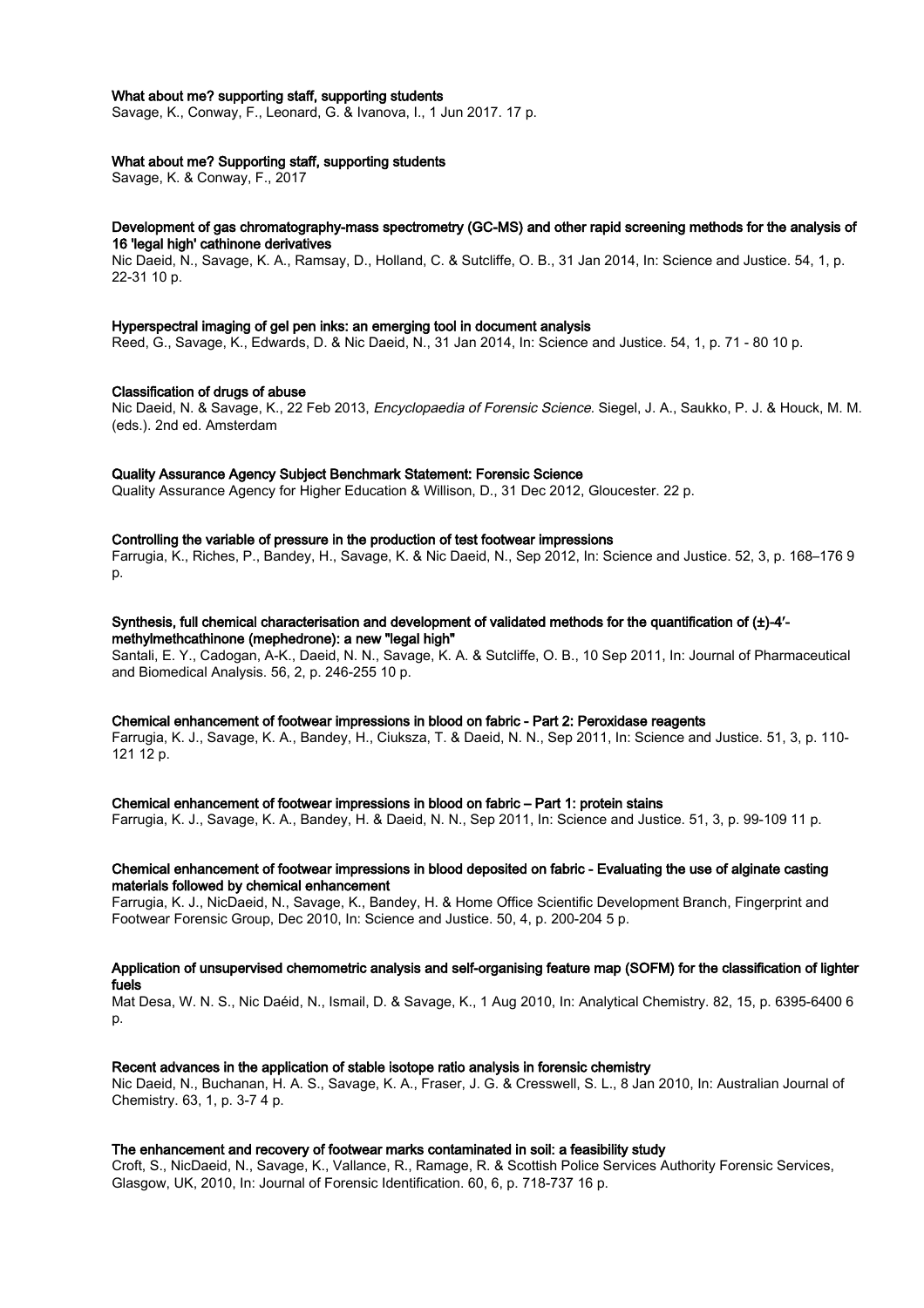**What about me? supporting staff, supporting students**
Savage, K., Conway, F., Leonard, G. & Ivanova, I., 1 Jun 2017. 17 p.

**What about me? Supporting staff, supporting students**
Savage, K. & Conway, F., 2017

**Development of gas chromatography-mass spectrometry (GC-MS) and other rapid screening methods for the analysis of 16 'legal high' cathinone derivatives**
Nic Daeid, N., Savage, K. A., Ramsay, D., Holland, C. & Sutcliffe, O. B., 31 Jan 2014, In: Science and Justice. 54, 1, p. 22-31 10 p.

**Hyperspectral imaging of gel pen inks: an emerging tool in document analysis**
Reed, G., Savage, K., Edwards, D. & Nic Daeid, N., 31 Jan 2014, In: Science and Justice. 54, 1, p. 71 - 80 10 p.

**Classification of drugs of abuse**
Nic Daeid, N. & Savage, K., 22 Feb 2013, *Encyclopaedia of Forensic Science*. Siegel, J. A., Saukko, P. J. & Houck, M. M. (eds.). 2nd ed. Amsterdam

**Quality Assurance Agency Subject Benchmark Statement: Forensic Science**
Quality Assurance Agency for Higher Education & Willison, D., 31 Dec 2012, Gloucester. 22 p.

**Controlling the variable of pressure in the production of test footwear impressions**
Farrugia, K., Riches, P., Bandey, H., Savage, K. & Nic Daeid, N., Sep 2012, In: Science and Justice. 52, 3, p. 168–176 9 p.

**Synthesis, full chemical characterisation and development of validated methods for the quantification of (±)-4′-methylmethcathinone (mephedrone): a new "legal high"**
Santali, E. Y., Cadogan, A-K., Daeid, N. N., Savage, K. A. & Sutcliffe, O. B., 10 Sep 2011, In: Journal of Pharmaceutical and Biomedical Analysis. 56, 2, p. 246-255 10 p.

**Chemical enhancement of footwear impressions in blood on fabric - Part 2: Peroxidase reagents**
Farrugia, K. J., Savage, K. A., Bandey, H., Ciuksza, T. & Daeid, N. N., Sep 2011, In: Science and Justice. 51, 3, p. 110-121 12 p.

**Chemical enhancement of footwear impressions in blood on fabric – Part 1: protein stains**
Farrugia, K. J., Savage, K. A., Bandey, H. & Daeid, N. N., Sep 2011, In: Science and Justice. 51, 3, p. 99-109 11 p.

**Chemical enhancement of footwear impressions in blood deposited on fabric - Evaluating the use of alginate casting materials followed by chemical enhancement**
Farrugia, K. J., NicDaeid, N., Savage, K., Bandey, H. & Home Office Scientific Development Branch, Fingerprint and Footwear Forensic Group, Dec 2010, In: Science and Justice. 50, 4, p. 200-204 5 p.

**Application of unsupervised chemometric analysis and self-organising feature map (SOFM) for the classification of lighter fuels**
Mat Desa, W. N. S., Nic Daéid, N., Ismail, D. & Savage, K., 1 Aug 2010, In: Analytical Chemistry. 82, 15, p. 6395-6400 6 p.

**Recent advances in the application of stable isotope ratio analysis in forensic chemistry**
Nic Daeid, N., Buchanan, H. A. S., Savage, K. A., Fraser, J. G. & Cresswell, S. L., 8 Jan 2010, In: Australian Journal of Chemistry. 63, 1, p. 3-7 4 p.

**The enhancement and recovery of footwear marks contaminated in soil: a feasibility study**
Croft, S., NicDaeid, N., Savage, K., Vallance, R., Ramage, R. & Scottish Police Services Authority Forensic Services, Glasgow, UK, 2010, In: Journal of Forensic Identification. 60, 6, p. 718-737 16 p.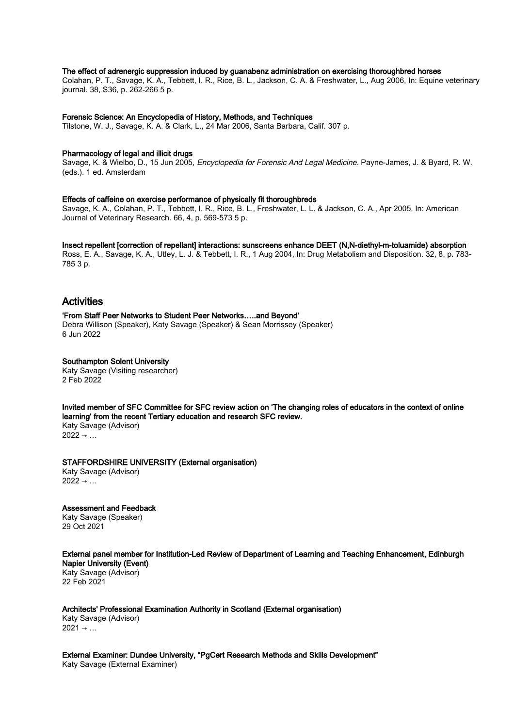**The effect of adrenergic suppression induced by guanabenz administration on exercising thoroughbred horses**
Colahan, P. T., Savage, K. A., Tebbett, I. R., Rice, B. L., Jackson, C. A. & Freshwater, L., Aug 2006, In: Equine veterinary journal. 38, S36, p. 262-266 5 p.

**Forensic Science: An Encyclopedia of History, Methods, and Techniques**
Tilstone, W. J., Savage, K. A. & Clark, L., 24 Mar 2006, Santa Barbara, Calif. 307 p.

**Pharmacology of legal and illicit drugs**
Savage, K. & Wielbo, D., 15 Jun 2005, *Encyclopedia for Forensic And Legal Medicine.* Payne-James, J. & Byard, R. W. (eds.). 1 ed. Amsterdam

**Effects of caffeine on exercise performance of physically fit thoroughbreds**
Savage, K. A., Colahan, P. T., Tebbett, I. R., Rice, B. L., Freshwater, L. L. & Jackson, C. A., Apr 2005, In: American Journal of Veterinary Research. 66, 4, p. 569-573 5 p.

**Insect repellent [correction of repellant] interactions: sunscreens enhance DEET (N,N-diethyl-m-toluamide) absorption**
Ross, E. A., Savage, K. A., Utley, L. J. & Tebbett, I. R., 1 Aug 2004, In: Drug Metabolism and Disposition. 32, 8, p. 783-785 3 p.

## Activities

**'From Staff Peer Networks to Student Peer Networks…..and Beyond'**
Debra Willison (Speaker), Katy Savage (Speaker) & Sean Morrissey (Speaker)
6 Jun 2022

**Southampton Solent University**
Katy Savage (Visiting researcher)
2 Feb 2022

**Invited member of SFC Committee for SFC review action on 'The changing roles of educators in the context of online learning' from the recent Tertiary education and research SFC review.**
Katy Savage (Advisor)
2022 → …

**STAFFORDSHIRE UNIVERSITY (External organisation)**
Katy Savage (Advisor)
2022 → …

**Assessment and Feedback**
Katy Savage (Speaker)
29 Oct 2021

**External panel member for Institution-Led Review of Department of Learning and Teaching Enhancement, Edinburgh Napier University (Event)**
Katy Savage (Advisor)
22 Feb 2021

**Architects' Professional Examination Authority in Scotland (External organisation)**
Katy Savage (Advisor)
2021 → …

**External Examiner: Dundee University, "PgCert Research Methods and Skills Development"**
Katy Savage (External Examiner)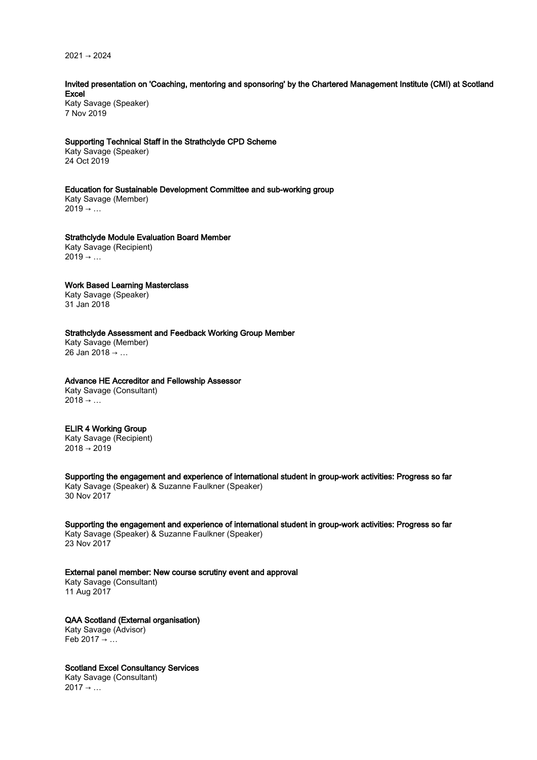2021 → 2024

**Invited presentation on 'Coaching, mentoring and sponsoring' by the Chartered Management Institute (CMI) at Scotland Excel**
Katy Savage (Speaker)
7 Nov 2019

**Supporting Technical Staff in the Strathclyde CPD Scheme**
Katy Savage (Speaker)
24 Oct 2019

**Education for Sustainable Development Committee and sub-working group**
Katy Savage (Member)
2019 → …

**Strathclyde Module Evaluation Board Member**
Katy Savage (Recipient)
2019 → …

**Work Based Learning Masterclass**
Katy Savage (Speaker)
31 Jan 2018

**Strathclyde Assessment and Feedback Working Group Member**
Katy Savage (Member)
26 Jan 2018 → …

**Advance HE Accreditor and Fellowship Assessor**
Katy Savage (Consultant)
2018 → …

**ELIR 4 Working Group**
Katy Savage (Recipient)
2018 → 2019

**Supporting the engagement and experience of international student in group-work activities: Progress so far**
Katy Savage (Speaker) & Suzanne Faulkner (Speaker)
30 Nov 2017

**Supporting the engagement and experience of international student in group-work activities: Progress so far**
Katy Savage (Speaker) & Suzanne Faulkner (Speaker)
23 Nov 2017

**External panel member: New course scrutiny event and approval**
Katy Savage (Consultant)
11 Aug 2017

**QAA Scotland (External organisation)**
Katy Savage (Advisor)
Feb 2017 → …

**Scotland Excel Consultancy Services**
Katy Savage (Consultant)
2017 → …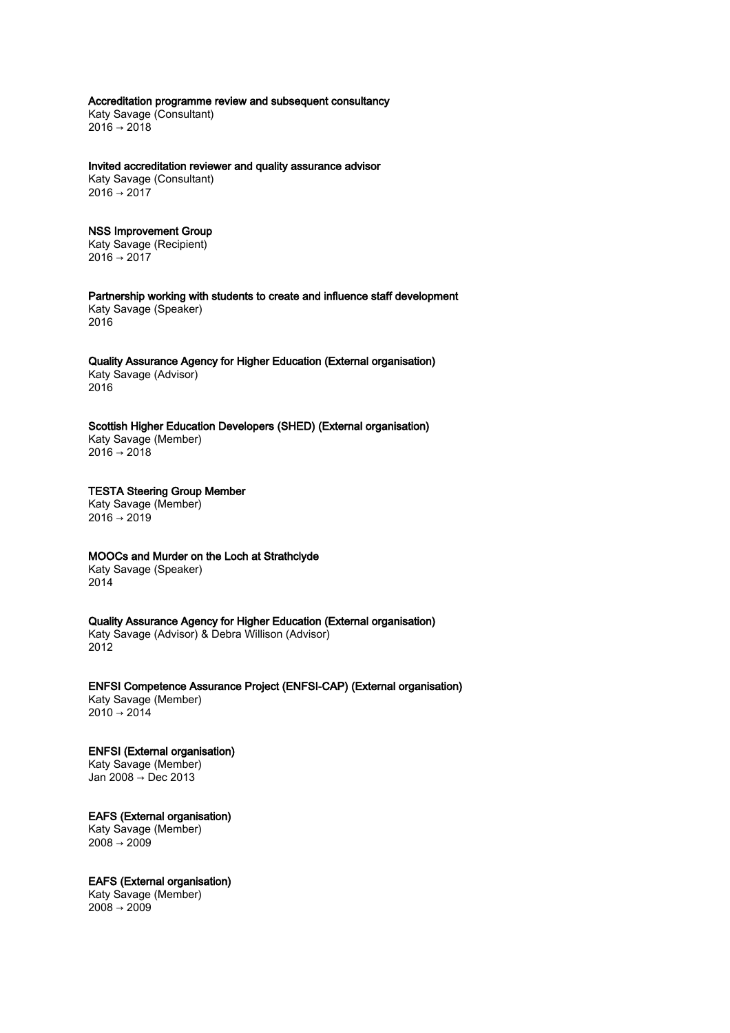**Accreditation programme review and subsequent consultancy**
Katy Savage (Consultant)
2016 → 2018

**Invited accreditation reviewer and quality assurance advisor**
Katy Savage (Consultant)
2016 → 2017

**NSS Improvement Group**
Katy Savage (Recipient)
2016 → 2017

**Partnership working with students to create and influence staff development**
Katy Savage (Speaker)
2016

**Quality Assurance Agency for Higher Education (External organisation)**
Katy Savage (Advisor)
2016

**Scottish Higher Education Developers (SHED) (External organisation)**
Katy Savage (Member)
2016 → 2018

**TESTA Steering Group Member**
Katy Savage (Member)
2016 → 2019

**MOOCs and Murder on the Loch at Strathclyde**
Katy Savage (Speaker)
2014

**Quality Assurance Agency for Higher Education (External organisation)**
Katy Savage (Advisor) & Debra Willison (Advisor)
2012

**ENFSI Competence Assurance Project (ENFSI-CAP) (External organisation)**
Katy Savage (Member)
2010 → 2014

**ENFSI (External organisation)**
Katy Savage (Member)
Jan 2008 → Dec 2013

**EAFS (External organisation)**
Katy Savage (Member)
2008 → 2009

**EAFS (External organisation)**
Katy Savage (Member)
2008 → 2009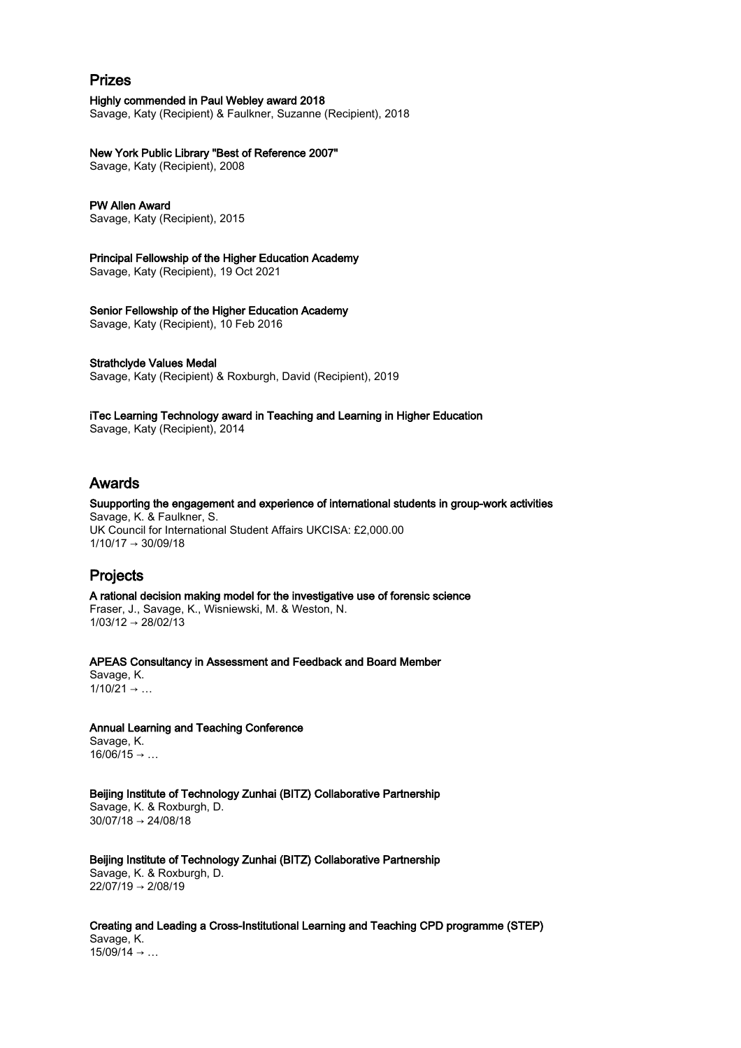## Prizes

**Highly commended in Paul Webley award 2018**
Savage, Katy (Recipient) & Faulkner, Suzanne (Recipient), 2018

**New York Public Library "Best of Reference 2007"**
Savage, Katy (Recipient), 2008

**PW Allen Award**
Savage, Katy (Recipient), 2015

**Principal Fellowship of the Higher Education Academy**
Savage, Katy (Recipient), 19 Oct 2021

**Senior Fellowship of the Higher Education Academy**
Savage, Katy (Recipient), 10 Feb 2016

**Strathclyde Values Medal**
Savage, Katy (Recipient) & Roxburgh, David (Recipient), 2019

**iTec Learning Technology award in Teaching and Learning in Higher Education**
Savage, Katy (Recipient), 2014

## Awards

**Suupporting the engagement and experience of international students in group-work activities**
Savage, K. & Faulkner, S.
UK Council for International Student Affairs UKCISA: £2,000.00
1/10/17 → 30/09/18

## Projects

**A rational decision making model for the investigative use of forensic science**
Fraser, J., Savage, K., Wisniewski, M. & Weston, N.
1/03/12 → 28/02/13

**APEAS Consultancy in Assessment and Feedback and Board Member**
Savage, K.
1/10/21 → …

**Annual Learning and Teaching Conference**
Savage, K.
16/06/15 → …

**Beijing Institute of Technology Zunhai (BITZ) Collaborative Partnership**
Savage, K. & Roxburgh, D.
30/07/18 → 24/08/18

**Beijing Institute of Technology Zunhai (BITZ) Collaborative Partnership**
Savage, K. & Roxburgh, D.
22/07/19 → 2/08/19

**Creating and Leading a Cross-Institutional Learning and Teaching CPD programme (STEP)**
Savage, K.
15/09/14 → …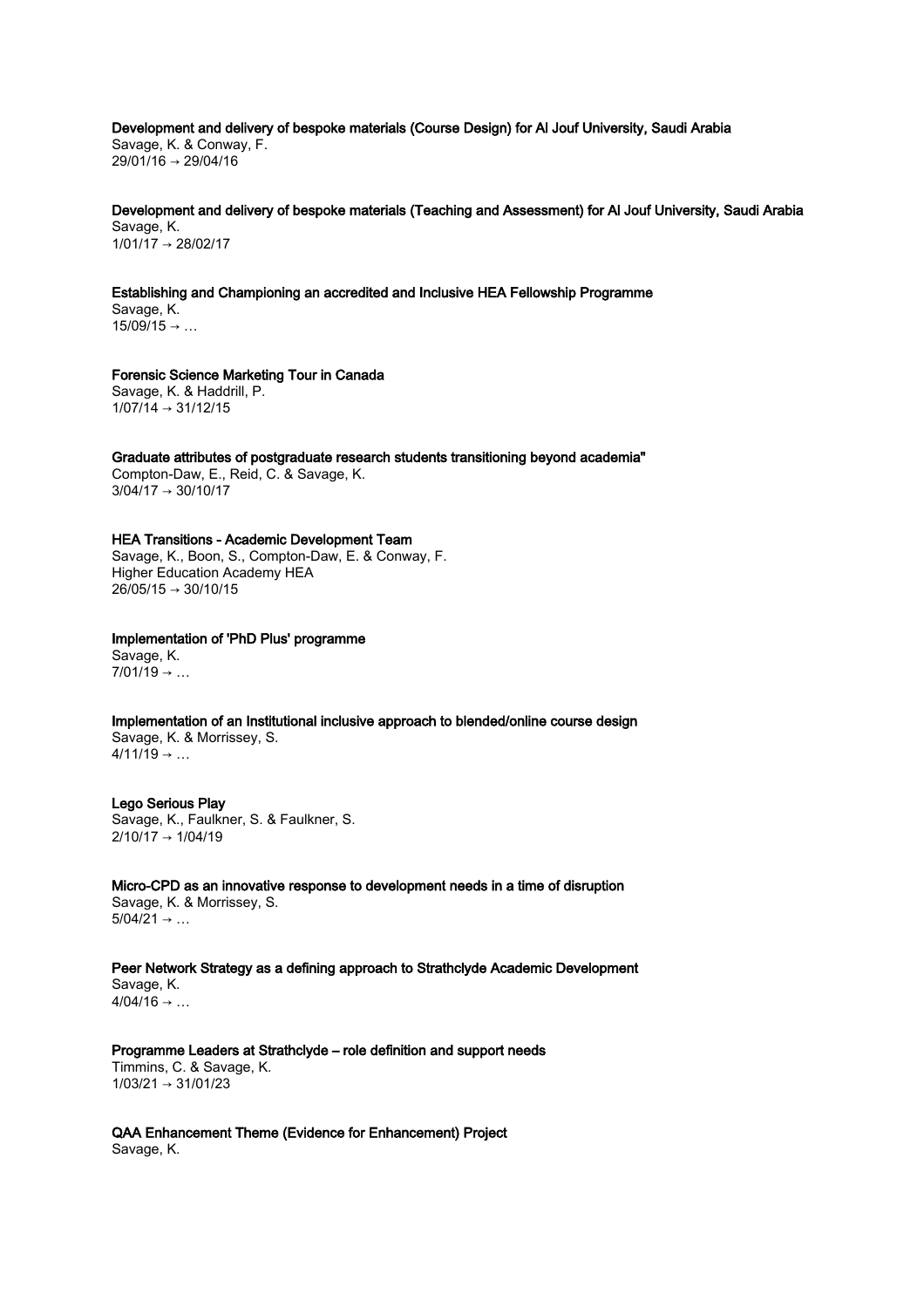**Development and delivery of bespoke materials (Course Design) for Al Jouf University, Saudi Arabia**
Savage, K. & Conway, F.
29/01/16 → 29/04/16

**Development and delivery of bespoke materials (Teaching and Assessment) for Al Jouf University, Saudi Arabia**
Savage, K.
1/01/17 → 28/02/17

**Establishing and Championing an accredited and Inclusive HEA Fellowship Programme**
Savage, K.
15/09/15 → …

**Forensic Science Marketing Tour in Canada**
Savage, K. & Haddrill, P.
1/07/14 → 31/12/15

**Graduate attributes of postgraduate research students transitioning beyond academia"**
Compton-Daw, E., Reid, C. & Savage, K.
3/04/17 → 30/10/17

**HEA Transitions - Academic Development Team**
Savage, K., Boon, S., Compton-Daw, E. & Conway, F.
Higher Education Academy HEA
26/05/15 → 30/10/15

**Implementation of 'PhD Plus' programme**
Savage, K.
7/01/19 → …

**Implementation of an Institutional inclusive approach to blended/online course design**
Savage, K. & Morrissey, S.
4/11/19 → …

**Lego Serious Play**
Savage, K., Faulkner, S. & Faulkner, S.
2/10/17 → 1/04/19

**Micro-CPD as an innovative response to development needs in a time of disruption**
Savage, K. & Morrissey, S.
5/04/21 → …

**Peer Network Strategy as a defining approach to Strathclyde Academic Development**
Savage, K.
4/04/16 → …

**Programme Leaders at Strathclyde – role definition and support needs**
Timmins, C. & Savage, K.
1/03/21 → 31/01/23

**QAA Enhancement Theme (Evidence for Enhancement) Project**
Savage, K.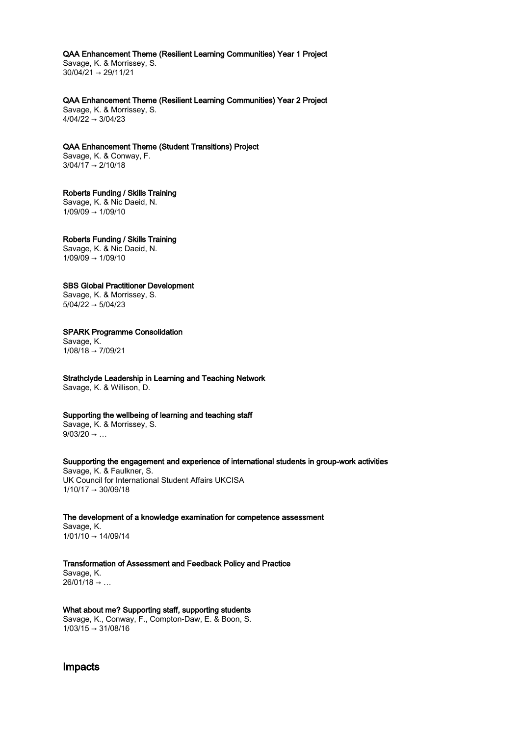**QAA Enhancement Theme (Resilient Learning Communities) Year 1 Project**
Savage, K. & Morrissey, S.
30/04/21 → 29/11/21

**QAA Enhancement Theme (Resilient Learning Communities) Year 2 Project**
Savage, K. & Morrissey, S.
4/04/22 → 3/04/23

**QAA Enhancement Theme (Student Transitions) Project**
Savage, K. & Conway, F.
3/04/17 → 2/10/18

**Roberts Funding / Skills Training**
Savage, K. & Nic Daeid, N.
1/09/09 → 1/09/10

**Roberts Funding / Skills Training**
Savage, K. & Nic Daeid, N.
1/09/09 → 1/09/10

**SBS Global Practitioner Development**
Savage, K. & Morrissey, S.
5/04/22 → 5/04/23

**SPARK Programme Consolidation**
Savage, K.
1/08/18 → 7/09/21

**Strathclyde Leadership in Learning and Teaching Network**
Savage, K. & Willison, D.

**Supporting the wellbeing of learning and teaching staff**
Savage, K. & Morrissey, S.
9/03/20 → …

**Suupporting the engagement and experience of international students in group-work activities**
Savage, K. & Faulkner, S.
UK Council for International Student Affairs UKCISA
1/10/17 → 30/09/18

**The development of a knowledge examination for competence assessment**
Savage, K.
1/01/10 → 14/09/14

**Transformation of Assessment and Feedback Policy and Practice**
Savage, K.
26/01/18 → …

**What about me? Supporting staff, supporting students**
Savage, K., Conway, F., Compton-Daw, E. & Boon, S.
1/03/15 → 31/08/16

## Impacts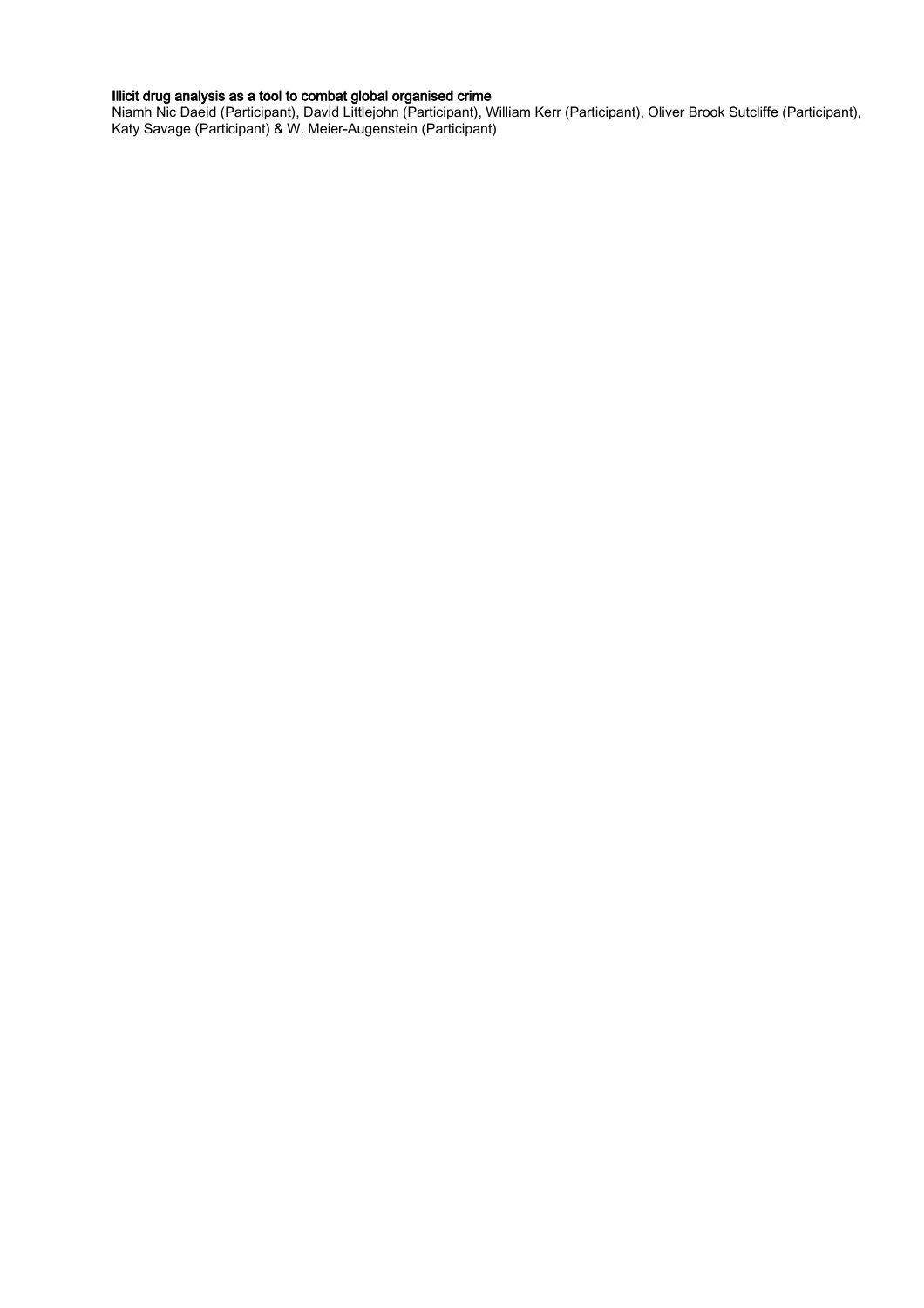**Illicit drug analysis as a tool to combat global organised crime**
Niamh Nic Daeid (Participant), David Littlejohn (Participant), William Kerr (Participant), Oliver Brook Sutcliffe (Participant), Katy Savage (Participant) & W. Meier-Augenstein (Participant)